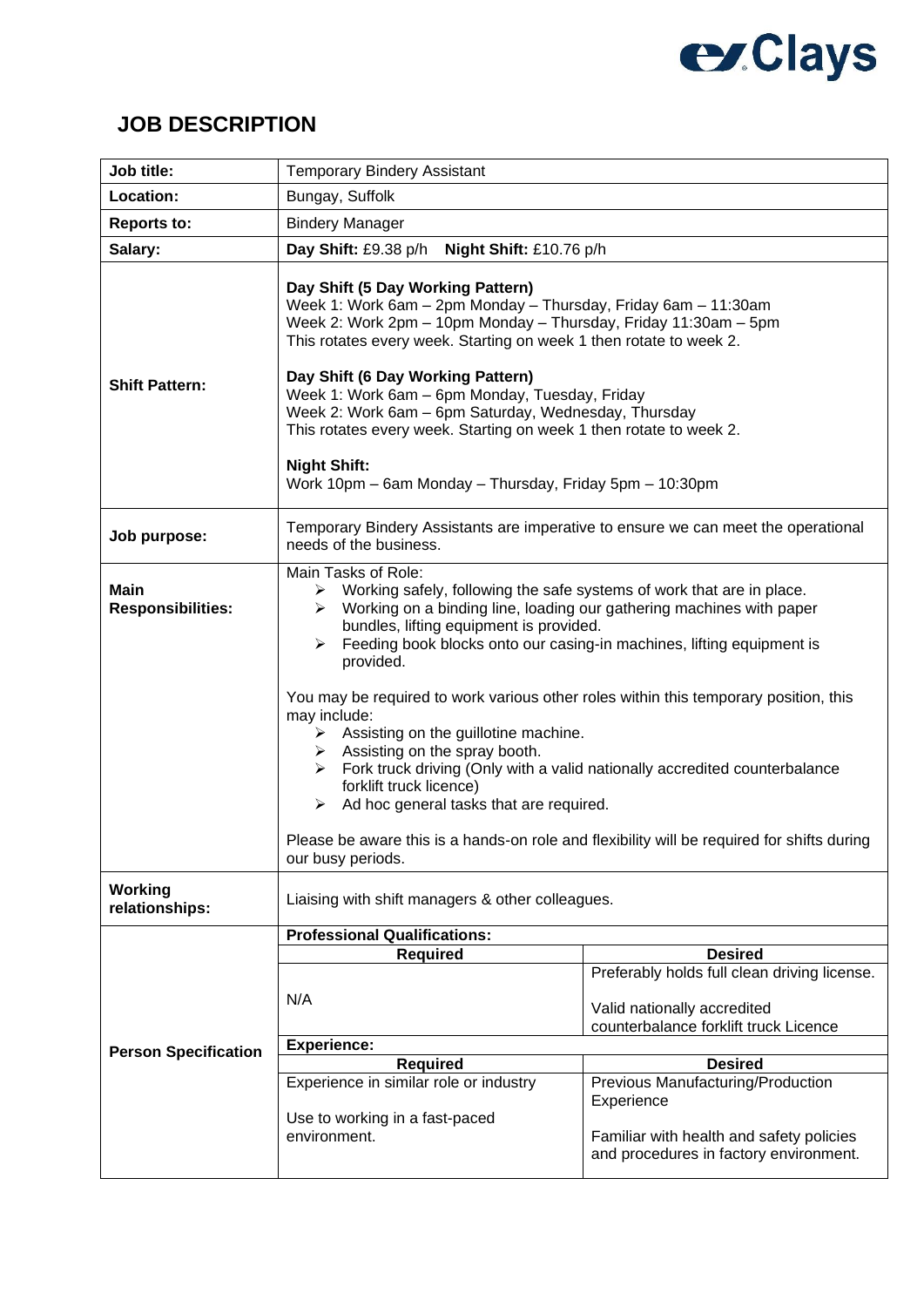# JOB DESCRIPTION

| Job title: | Temporary Bindery Assistant |
|---|---|
| Location: | Bungay, Suffolk |
| Reports to: | Bindery Manager |
| Salary: | **Day Shift:** £9.38 p/h **Night Shift:** £10.76 p/h |
| Shift Pattern: | **Day Shift (5 Day Working Pattern)**<br>Week 1: Work 6am – 2pm Monday – Thursday, Friday 6am – 11:30am<br>Week 2: Work 2pm – 10pm Monday – Thursday, Friday 11:30am – 5pm<br>This rotates every week. Starting on week 1 then rotate to week 2.<br><br>**Day Shift (6 Day Working Pattern)**<br>Week 1: Work 6am – 6pm Monday, Tuesday, Friday<br>Week 2: Work 6am – 6pm Saturday, Wednesday, Thursday<br>This rotates every week. Starting on week 1 then rotate to week 2.<br><br>**Night Shift:**<br>Work 10pm – 6am Monday – Thursday, Friday 5pm – 10:30pm |
| Job purpose: | Temporary Bindery Assistants are imperative to ensure we can meet the operational needs of the business. |
| Main Responsibilities: | Main Tasks of Role:<br>➢ Working safely, following the safe systems of work that are in place.<br>➢ Working on a binding line, loading our gathering machines with paper bundles, lifting equipment is provided.<br>➢ Feeding book blocks onto our casing-in machines, lifting equipment is provided.<br><br>You may be required to work various other roles within this temporary position, this may include:<br>➢ Assisting on the guillotine machine.<br>➢ Assisting on the spray booth.<br>➢ Fork truck driving (Only with a valid nationally accredited counterbalance forklift truck licence)<br>➢ Ad hoc general tasks that are required.<br><br>Please be aware this is a hands-on role and flexibility will be required for shifts during our busy periods. |
| Working relationships: | Liaising with shift managers & other colleagues. |

**Person Specification**

| Professional Qualifications: | |
|---|---|
| **Required** | **Desired** |
| N/A | Preferably holds full clean driving license.<br><br>Valid nationally accredited counterbalance forklift truck Licence |
| **Experience:** | |
| **Required** | **Desired** |
| Experience in similar role or industry<br><br>Use to working in a fast-paced environment. | Previous Manufacturing/Production Experience<br><br>Familiar with health and safety policies and procedures in factory environment. |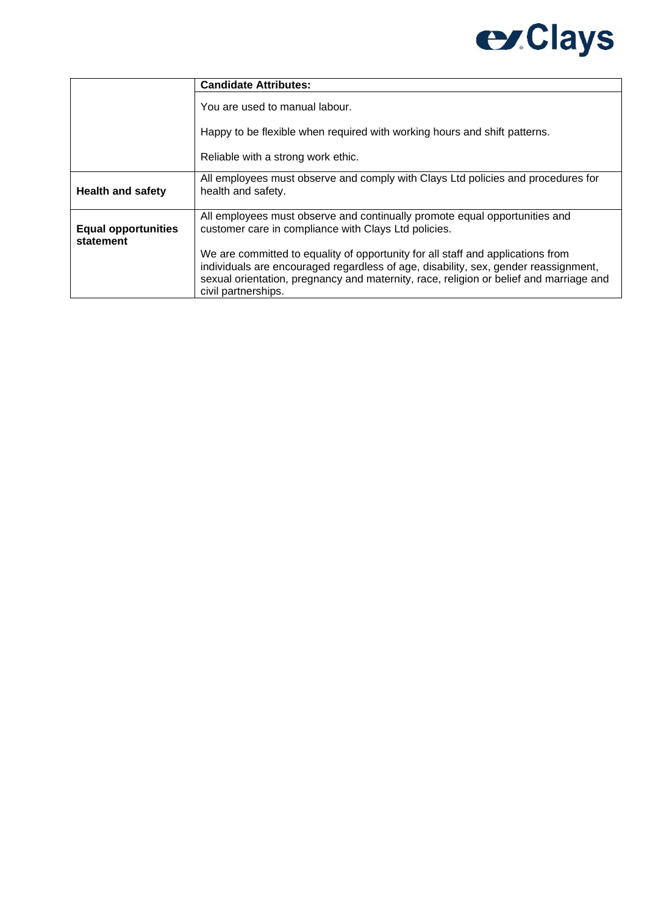| | |
|---|---|
| | **Candidate Attributes:** |
| | You are used to manual labour.<br><br>Happy to be flexible when required with working hours and shift patterns.<br><br>Reliable with a strong work ethic. |
| **Health and safety** | All employees must observe and comply with Clays Ltd policies and procedures for health and safety. |
| **Equal opportunities statement** | All employees must observe and continually promote equal opportunities and customer care in compliance with Clays Ltd policies.<br><br>We are committed to equality of opportunity for all staff and applications from individuals are encouraged regardless of age, disability, sex, gender reassignment, sexual orientation, pregnancy and maternity, race, religion or belief and marriage and civil partnerships. |